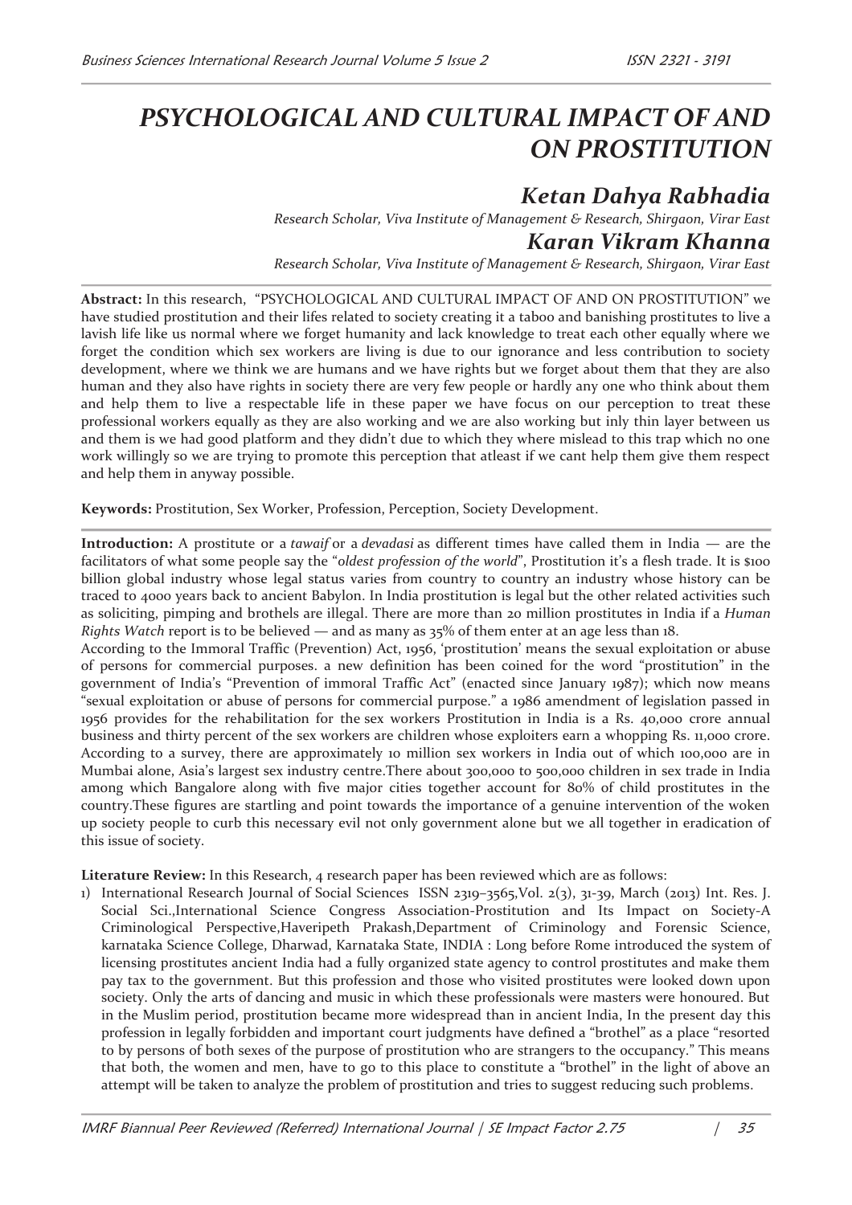# PSYCHOLOGICAL AND CULTURAL IMPACT OF AND ON PROSTITUTION

## Ketan Dahya Rabhadia

*Research Scholar, Viva Institute of Management & Research, Shirgaon, Virar East*

## Karan Vikram Khanna

*Research Scholar, Viva Institute of Management & Research, Shirgaon, Virar East*

**Abstract:** In this research, "PSYCHOLOGICAL AND CULTURAL IMPACT OF AND ON PROSTITUTION" we have studied prostitution and their lifes related to society creating it a taboo and banishing prostitutes to live a lavish life like us normal where we forget humanity and lack knowledge to treat each other equally where we forget the condition which sex workers are living is due to our ignorance and less contribution to society development, where we think we are humans and we have rights but we forget about them that they are also human and they also have rights in society there are very few people or hardly any one who think about them and help them to live a respectable life in these paper we have focus on our perception to treat these professional workers equally as they are also working and we are also working but inly thin layer between us and them is we had good platform and they didn't due to which they where mislead to this trap which no one work willingly so we are trying to promote this perception that atleast if we cant help them give them respect and help them in anyway possible.

**Keywords:** Prostitution, Sex Worker, Profession, Perception, Society Development.

**Introduction:** A prostitute or a *tawaif* or a *devadasi* as different times have called them in India — are the facilitators of what some people say the "*oldest profession of the world*", Prostitution it's a flesh trade. It is $100 billion global industry whose legal status varies from country to country an industry whose history can be traced to 4000 years back to ancient Babylon. In India prostitution is legal but the other related activities such as soliciting, pimping and brothels are illegal. There are more than 20 million prostitutes in India if a *Human Rights Watch* report is to be believed — and as many as 35% of them enter at an age less than 18.

According to the Immoral Traffic (Prevention) Act, 1956, 'prostitution' means the sexual exploitation or abuse of persons for commercial purposes. a new definition has been coined for the word "prostitution" in the government of India's "Prevention of immoral Traffic Act" (enacted since January 1987); which now means "sexual exploitation or abuse of persons for commercial purpose." a 1986 amendment of legislation passed in 1956 provides for the rehabilitation for the sex workers Prostitution in India is a Rs. 40,000 crore annual business and thirty percent of the sex workers are children whose exploiters earn a whopping Rs. 11,000 crore. According to a survey, there are approximately 10 million sex workers in India out of which 100,000 are in Mumbai alone, Asia's largest sex industry centre.There about 300,000 to 500,000 children in sex trade in India among which Bangalore along with five major cities together account for 80% of child prostitutes in the country.These figures are startling and point towards the importance of a genuine intervention of the woken up society people to curb this necessary evil not only government alone but we all together in eradication of this issue of society.

**Literature Review:** In this Research, 4 research paper has been reviewed which are as follows:

1) International Research Journal of Social Sciences ISSN 2319–3565,Vol. 2(3), 31-39, March (2013) Int. Res. J. Social Sci.,International Science Congress Association-Prostitution and Its Impact on Society-A Criminological Perspective,Haveripeth Prakash,Department of Criminology and Forensic Science, karnataka Science College, Dharwad, Karnataka State, INDIA : Long before Rome introduced the system of licensing prostitutes ancient India had a fully organized state agency to control prostitutes and make them pay tax to the government. But this profession and those who visited prostitutes were looked down upon society. Only the arts of dancing and music in which these professionals were masters were honoured. But in the Muslim period, prostitution became more widespread than in ancient India, In the present day this profession in legally forbidden and important court judgments have defined a "brothel" as a place "resorted to by persons of both sexes of the purpose of prostitution who are strangers to the occupancy." This means that both, the women and men, have to go to this place to constitute a "brothel" in the light of above an attempt will be taken to analyze the problem of prostitution and tries to suggest reducing such problems.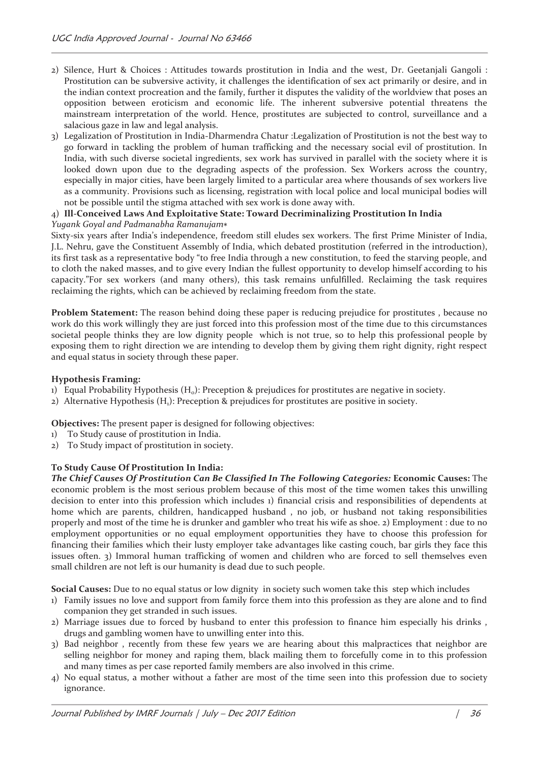2) Silence, Hurt & Choices : Attitudes towards prostitution in India and the west, Dr. Geetanjali Gangoli : Prostitution can be subversive activity, it challenges the identification of sex act primarily or desire, and in the indian context procreation and the family, further it disputes the validity of the worldview that poses an opposition between eroticism and economic life. The inherent subversive potential threatens the mainstream interpretation of the world. Hence, prostitutes are subjected to control, surveillance and a salacious gaze in law and legal analysis.
3) Legalization of Prostitution in India-Dharmendra Chatur :Legalization of Prostitution is not the best way to go forward in tackling the problem of human trafficking and the necessary social evil of prostitution. In India, with such diverse societal ingredients, sex work has survived in parallel with the society where it is looked down upon due to the degrading aspects of the profession. Sex Workers across the country, especially in major cities, have been largely limited to a particular area where thousands of sex workers live as a community. Provisions such as licensing, registration with local police and local municipal bodies will not be possible until the stigma attached with sex work is done away with.
4) **Ill-Conceived Laws And Exploitative State: Toward Decriminalizing Prostitution In India**

*Yugank Goyal and Padmanabha Ramanujam**

Sixty-six years after India's independence, freedom still eludes sex workers. The first Prime Minister of India, J.L. Nehru, gave the Constituent Assembly of India, which debated prostitution (referred in the introduction), its first task as a representative body "to free India through a new constitution, to feed the starving people, and to cloth the naked masses, and to give every Indian the fullest opportunity to develop himself according to his capacity."For sex workers (and many others), this task remains unfulfilled. Reclaiming the task requires reclaiming the rights, which can be achieved by reclaiming freedom from the state.

**Problem Statement:** The reason behind doing these paper is reducing prejudice for prostitutes , because no work do this work willingly they are just forced into this profession most of the time due to this circumstances societal people thinks they are low dignity people which is not true, so to help this professional people by exposing them to right direction we are intending to develop them by giving them right dignity, right respect and equal status in society through these paper.

**Hypothesis Framing:**
1) Equal Probability Hypothesis ($H_o$): Preception & prejudices for prostitutes are negative in society.
2) Alternative Hypothesis ($H_1$): Preception & prejudices for prostitutes are positive in society.

**Objectives:** The present paper is designed for following objectives:
1) To Study cause of prostitution in India.
2) To Study impact of prostitution in society.

**To Study Cause Of Prostitution In India:**

***The Chief Causes Of Prostitution Can Be Classified In The Following Categories:*** **Economic Causes:** The economic problem is the most serious problem because of this most of the time women takes this unwilling decision to enter into this profession which includes 1) financial crisis and responsibilities of dependents at home which are parents, children, handicapped husband , no job, or husband not taking responsibilities properly and most of the time he is drunker and gambler who treat his wife as shoe. 2) Employment : due to no employment opportunities or no equal employment opportunities they have to choose this profession for financing their families which their lusty employer take advantages like casting couch, bar girls they face this issues often. 3) Immoral human trafficking of women and children who are forced to sell themselves even small children are not left is our humanity is dead due to such people.

**Social Causes:** Due to no equal status or low dignity in society such women take this step which includes
1) Family issues no love and support from family force them into this profession as they are alone and to find companion they get stranded in such issues.
2) Marriage issues due to forced by husband to enter this profession to finance him especially his drinks , drugs and gambling women have to unwilling enter into this.
3) Bad neighbor , recently from these few years we are hearing about this malpractices that neighbor are selling neighbor for money and raping them, black mailing them to forcefully come in to this profession and many times as per case reported family members are also involved in this crime.
4) No equal status, a mother without a father are most of the time seen into this profession due to society ignorance.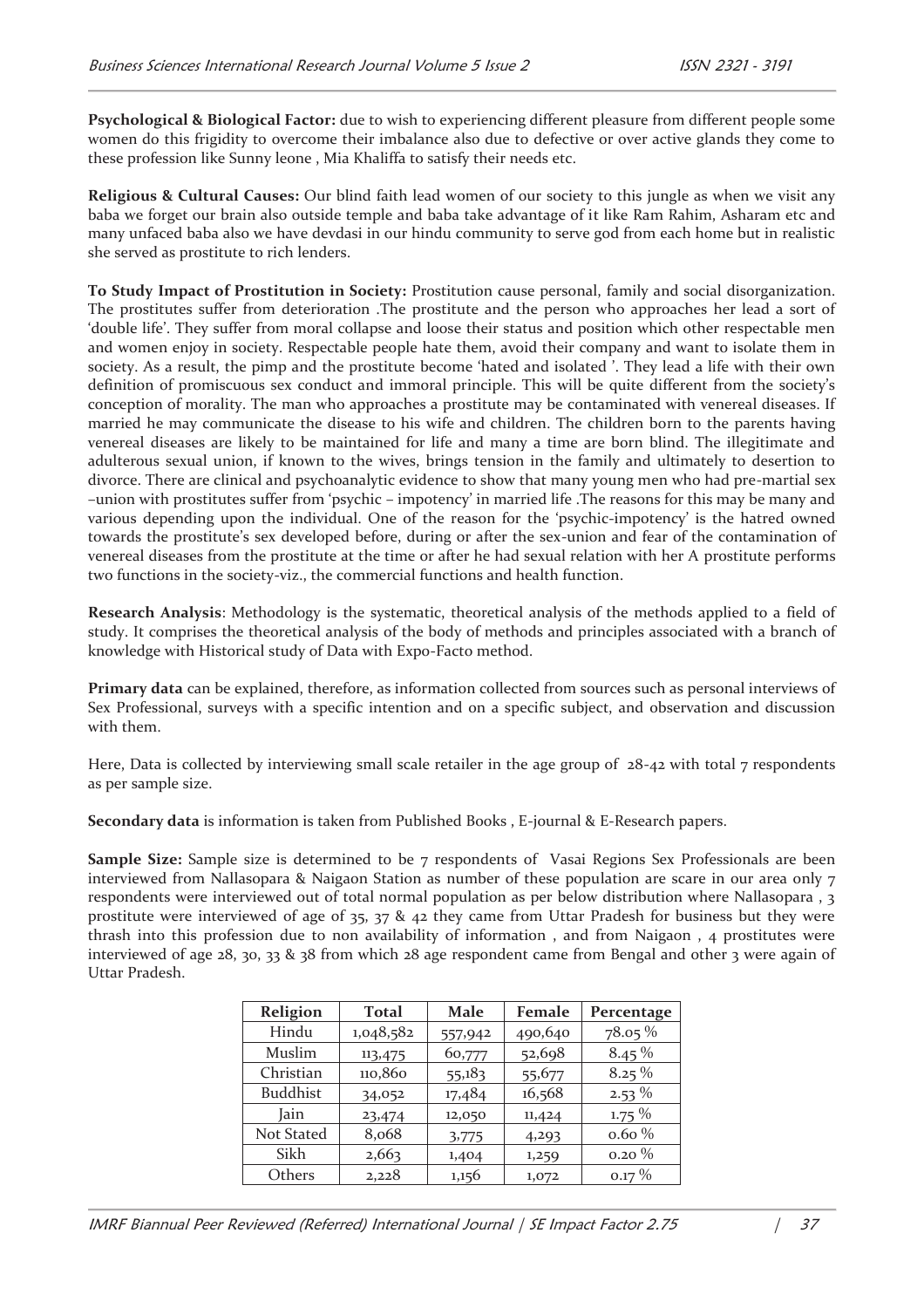**Psychological & Biological Factor:** due to wish to experiencing different pleasure from different people some women do this frigidity to overcome their imbalance also due to defective or over active glands they come to these profession like Sunny leone , Mia Khaliffa to satisfy their needs etc.

**Religious & Cultural Causes:** Our blind faith lead women of our society to this jungle as when we visit any baba we forget our brain also outside temple and baba take advantage of it like Ram Rahim, Asharam etc and many unfaced baba also we have devdasi in our hindu community to serve god from each home but in realistic she served as prostitute to rich lenders.

**To Study Impact of Prostitution in Society:** Prostitution cause personal, family and social disorganization. The prostitutes suffer from deterioration .The prostitute and the person who approaches her lead a sort of 'double life'. They suffer from moral collapse and loose their status and position which other respectable men and women enjoy in society. Respectable people hate them, avoid their company and want to isolate them in society. As a result, the pimp and the prostitute become 'hated and isolated '. They lead a life with their own definition of promiscuous sex conduct and immoral principle. This will be quite different from the society's conception of morality. The man who approaches a prostitute may be contaminated with venereal diseases. If married he may communicate the disease to his wife and children. The children born to the parents having venereal diseases are likely to be maintained for life and many a time are born blind. The illegitimate and adulterous sexual union, if known to the wives, brings tension in the family and ultimately to desertion to divorce. There are clinical and psychoanalytic evidence to show that many young men who had pre-martial sex –union with prostitutes suffer from 'psychic – impotency' in married life .The reasons for this may be many and various depending upon the individual. One of the reason for the 'psychic-impotency' is the hatred owned towards the prostitute's sex developed before, during or after the sex-union and fear of the contamination of venereal diseases from the prostitute at the time or after he had sexual relation with her A prostitute performs two functions in the society-viz., the commercial functions and health function.

**Research Analysis**: Methodology is the systematic, theoretical analysis of the methods applied to a field of study. It comprises the theoretical analysis of the body of methods and principles associated with a branch of knowledge with Historical study of Data with Expo-Facto method.

**Primary data** can be explained, therefore, as information collected from sources such as personal interviews of Sex Professional, surveys with a specific intention and on a specific subject, and observation and discussion with them.

Here, Data is collected by interviewing small scale retailer in the age group of 28-42 with total 7 respondents as per sample size.

**Secondary data** is information is taken from Published Books , E-journal & E-Research papers.

**Sample Size:** Sample size is determined to be 7 respondents of Vasai Regions Sex Professionals are been interviewed from Nallasopara & Naigaon Station as number of these population are scare in our area only 7 respondents were interviewed out of total normal population as per below distribution where Nallasopara , 3 prostitute were interviewed of age of 35, 37 & 42 they came from Uttar Pradesh for business but they were thrash into this profession due to non availability of information , and from Naigaon , 4 prostitutes were interviewed of age 28, 30, 33 & 38 from which 28 age respondent came from Bengal and other 3 were again of Uttar Pradesh.

| Religion | Total | Male | Female | Percentage |
|---|---|---|---|---|
| Hindu | 1,048,582 | 557,942 | 490,640 | 78.05 % |
| Muslim | 113,475 | 60,777 | 52,698 | 8.45 % |
| Christian | 110,860 | 55,183 | 55,677 | 8.25 % |
| Buddhist | 34,052 | 17,484 | 16,568 | 2.53 % |
| Jain | 23,474 | 12,050 | 11,424 | 1.75 % |
| Not Stated | 8,068 | 3,775 | 4,293 | 0.60 % |
| Sikh | 2,663 | 1,404 | 1,259 | 0.20 % |
| Others | 2,228 | 1,156 | 1,072 | 0.17 % |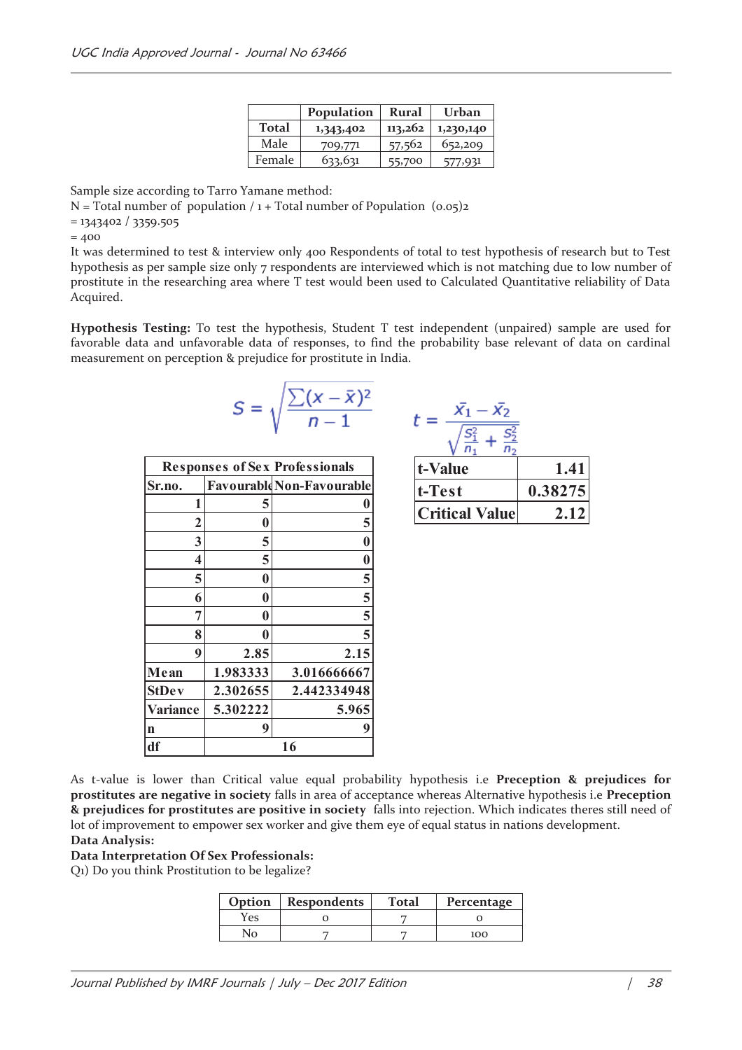| | Population | Rural | Urban |
|---|---|---|---|
| **Total** | 1,343,402 | 113,262 | 1,230,140 |
| Male | 709,771 | 57,562 | 652,209 |
| Female | 633,631 | 55,700 | 577,931 |

Sample size according to Tarro Yamane method:

N = Total number of population / 1 + Total number of Population (0.05)2

= 1343402 / 3359.505

= 400

It was determined to test & interview only 400 Respondents of total to test hypothesis of research but to Test hypothesis as per sample size only 7 respondents are interviewed which is not matching due to low number of prostitute in the researching area where T test would been used to Calculated Quantitative reliability of Data Acquired.

**Hypothesis Testing:** To test the hypothesis, Student T test independent (unpaired) sample are used for favorable data and unfavorable data of responses, to find the probability base relevant of data on cardinal measurement on perception & prejudice for prostitute in India.

$$S = \sqrt{\frac{\sum(x-\bar{x})^2}{n-1}}$$

$$t = \frac{\bar{x}_1 - \bar{x}_2}{\sqrt{\frac{S_1^2}{n_1} + \frac{S_2^2}{n_2}}}$$

| Responses of Sex Professionals | | |
|---|---|---|
| **Sr.no.** | **Favourable** | **Non-Favourable** |
| **1** | **5** | **0** |
| **2** | **0** | **5** |
| **3** | **5** | **0** |
| **4** | **5** | **0** |
| **5** | **0** | **5** |
| **6** | **0** | **5** |
| **7** | **0** | **5** |
| **8** | **0** | **5** |
| **9** | **2.85** | **2.15** |
| **Mean** | **1.983333** | **3.016666667** |
| **StDev** | **2.302655** | **2.442334948** |
| **Variance** | **5.302222** | **5.965** |
| **n** | **9** | **9** |
| **df** | **16** | |

| | |
|---|---|
| **t-Value** | **1.41** |
| **t-Test** | **0.38275** |
| **Critical Value** | **2.12** |

As t-value is lower than Critical value equal probability hypothesis i.e **Preception & prejudices for prostitutes are negative in society** falls in area of acceptance whereas Alternative hypothesis i.e **Preception & prejudices for prostitutes are positive in society** falls into rejection. Which indicates theres still need of lot of improvement to empower sex worker and give them eye of equal status in nations development.

**Data Analysis:**

**Data Interpretation Of Sex Professionals:**

Q1) Do you think Prostitution to be legalize?

| Option | Respondents | Total | Percentage |
|---|---|---|---|
| Yes | 0 | 7 | 0 |
| No | 7 | 7 | 100 |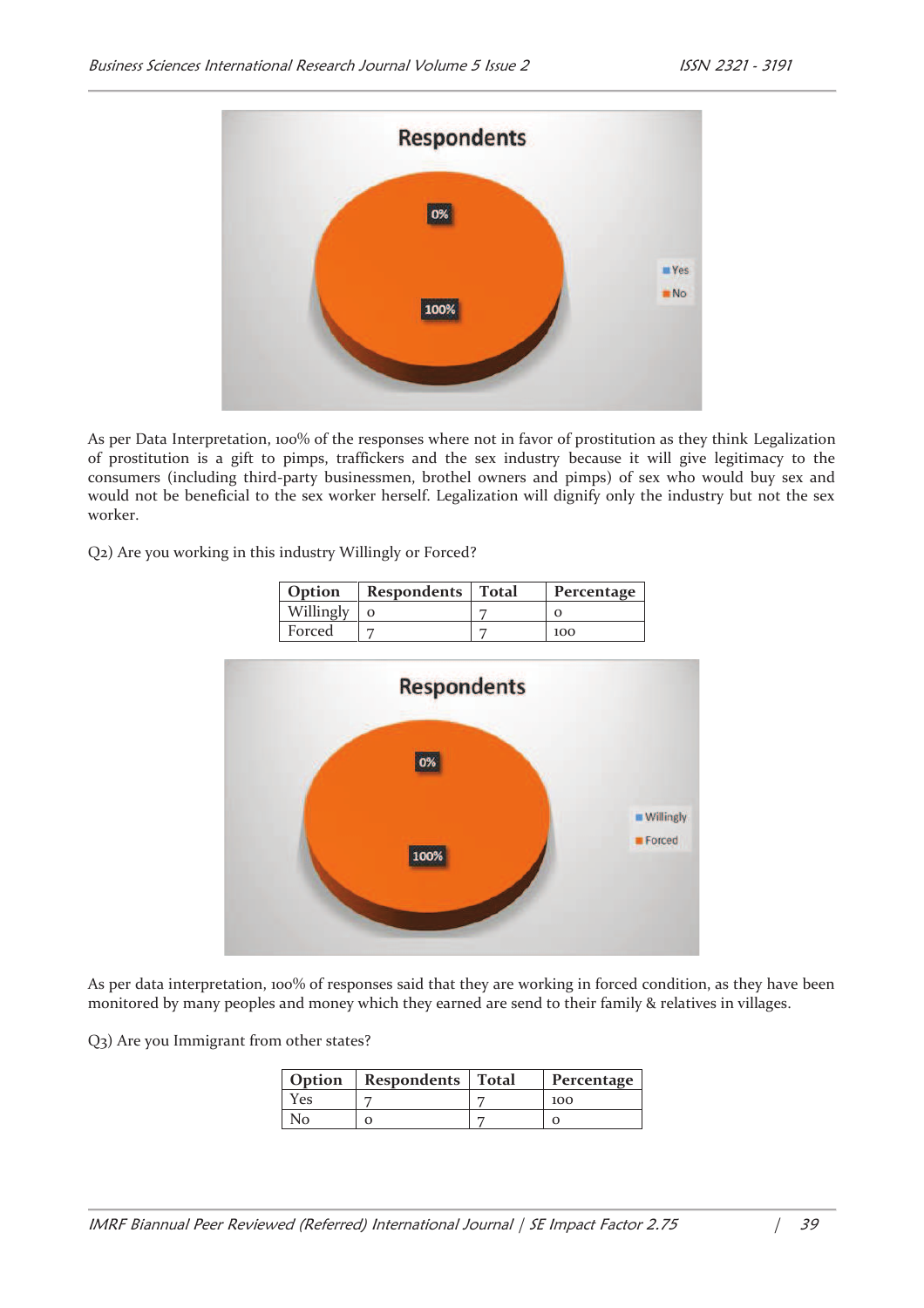As per Data Interpretation, 100% of the responses where not in favor of prostitution as they think Legalization of prostitution is a gift to pimps, traffickers and the sex industry because it will give legitimacy to the consumers (including third-party businessmen, brothel owners and pimps) of sex who would buy sex and would not be beneficial to the sex worker herself. Legalization will dignify only the industry but not the sex worker.

Q2) Are you working in this industry Willingly or Forced?

| Option | Respondents | Total | Percentage |
|---|---|---|---|
| Willingly | 0 | 7 | 0 |
| Forced | 7 | 7 | 100 |

As per data interpretation, 100% of responses said that they are working in forced condition, as they have been monitored by many peoples and money which they earned are send to their family & relatives in villages.

Q3) Are you Immigrant from other states?

| Option | Respondents | Total | Percentage |
|---|---|---|---|
| Yes | 7 | 7 | 100 |
| No | 0 | 7 | 0 |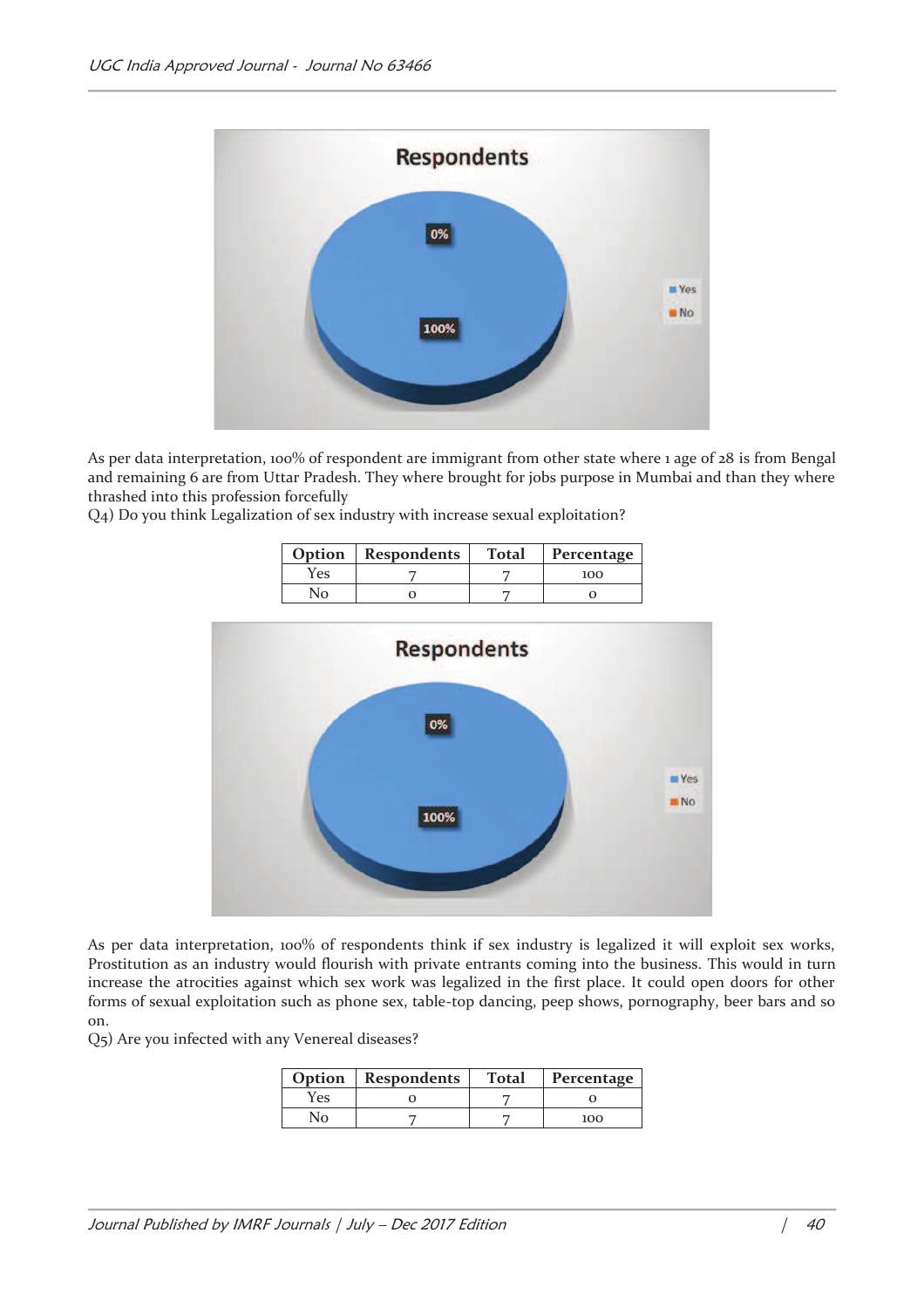As per data interpretation, 100% of respondent are immigrant from other state where 1 age of 28 is from Bengal and remaining 6 are from Uttar Pradesh. They where brought for jobs purpose in Mumbai and than they where thrashed into this profession forcefully

Q4) Do you think Legalization of sex industry with increase sexual exploitation?

| Option | Respondents | Total | Percentage |
|---|---|---|---|
| Yes | 7 | 7 | 100 |
| No | 0 | 7 | 0 |

As per data interpretation, 100% of respondents think if sex industry is legalized it will exploit sex works, Prostitution as an industry would flourish with private entrants coming into the business. This would in turn increase the atrocities against which sex work was legalized in the first place. It could open doors for other forms of sexual exploitation such as phone sex, table-top dancing, peep shows, pornography, beer bars and so on.

Q5) Are you infected with any Venereal diseases?

| Option | Respondents | Total | Percentage |
|---|---|---|---|
| Yes | 0 | 7 | 0 |
| No | 7 | 7 | 100 |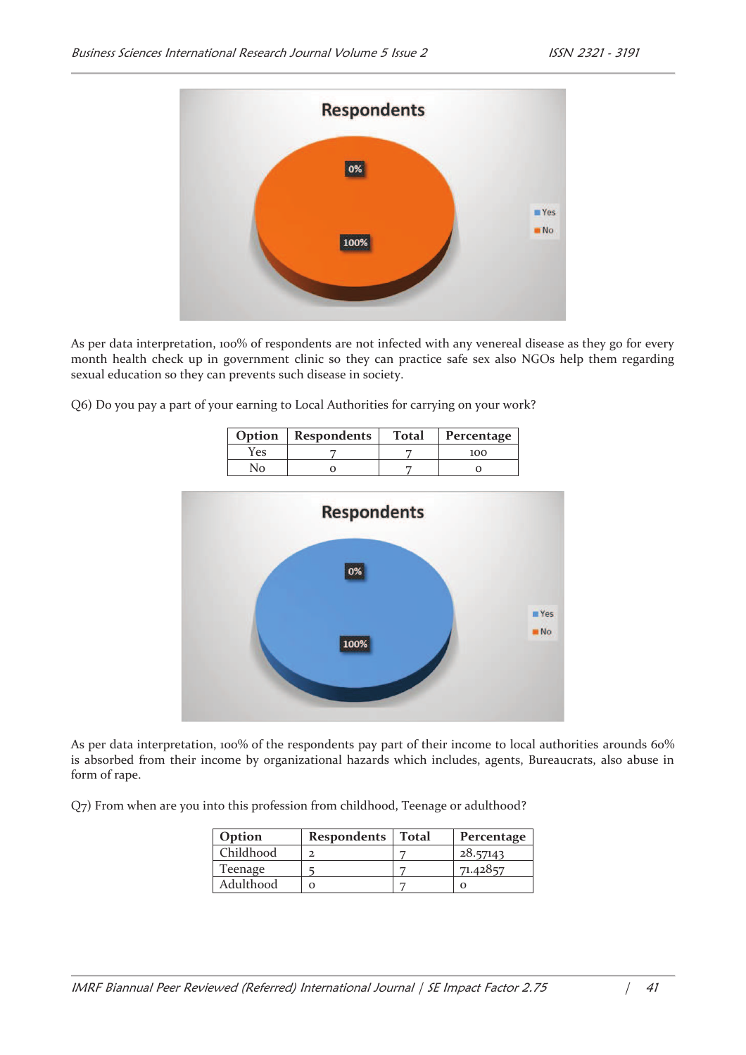As per data interpretation, 100% of respondents are not infected with any venereal disease as they go for every month health check up in government clinic so they can practice safe sex also NGOs help them regarding sexual education so they can prevents such disease in society.

Q6) Do you pay a part of your earning to Local Authorities for carrying on your work?

| Option | Respondents | Total | Percentage |
|---|---|---|---|
| Yes | 7 | 7 | 100 |
| No | 0 | 7 | 0 |

As per data interpretation, 100% of the respondents pay part of their income to local authorities arounds 60% is absorbed from their income by organizational hazards which includes, agents, Bureaucrats, also abuse in form of rape.

Q7) From when are you into this profession from childhood, Teenage or adulthood?

| Option | Respondents | Total | Percentage |
|---|---|---|---|
| Childhood | 2 | 7 | 28.57143 |
| Teenage | 5 | 7 | 71.42857 |
| Adulthood | 0 | 7 | 0 |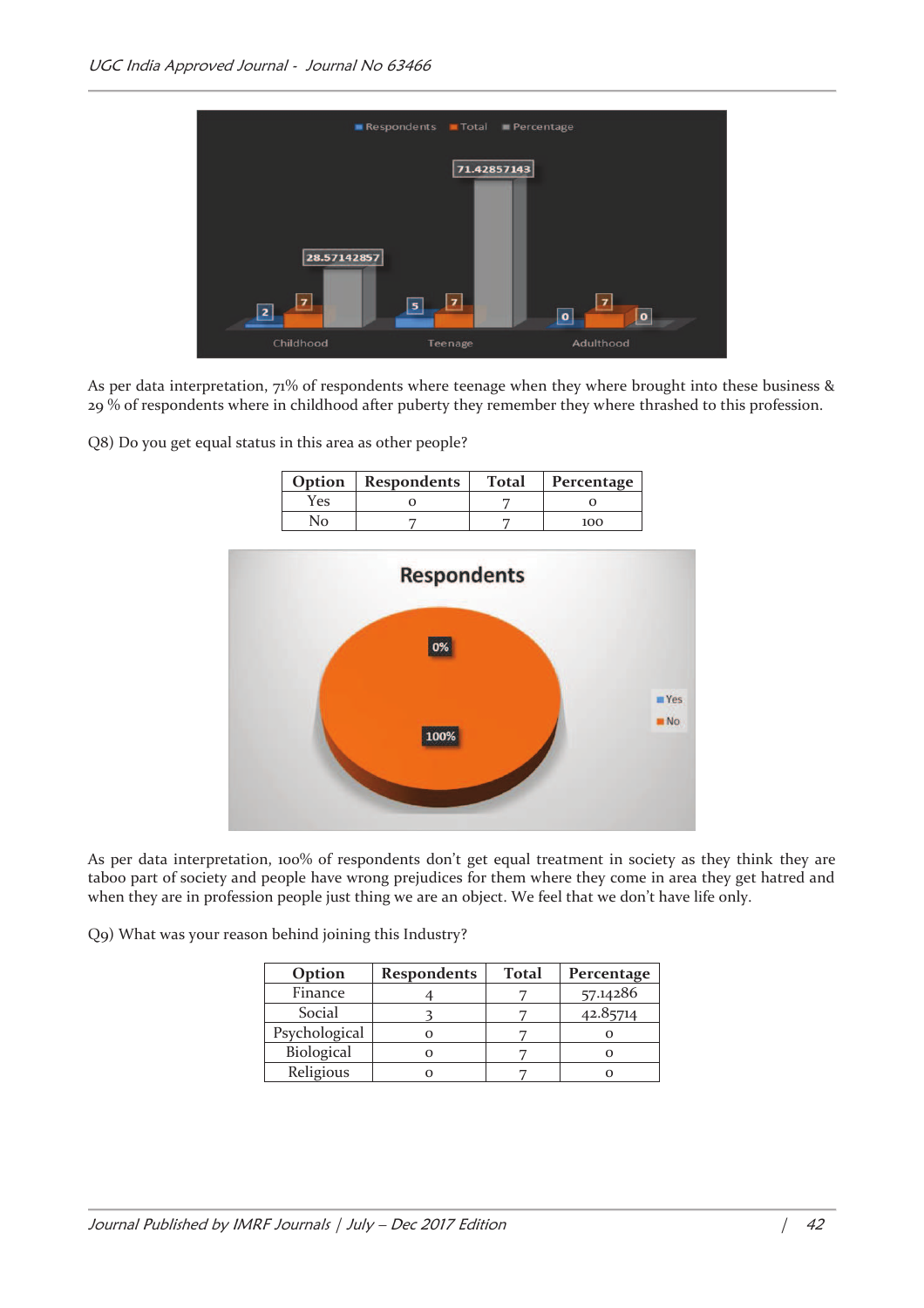As per data interpretation, 71% of respondents where teenage when they where brought into these business & 29 % of respondents where in childhood after puberty they remember they where thrashed to this profession.

Q8) Do you get equal status in this area as other people?

| Option | Respondents | Total | Percentage |
|---|---|---|---|
| Yes | 0 | 7 | 0 |
| No | 7 | 7 | 100 |

As per data interpretation, 100% of respondents don't get equal treatment in society as they think they are taboo part of society and people have wrong prejudices for them where they come in area they get hatred and when they are in profession people just thing we are an object. We feel that we don't have life only.

Q9) What was your reason behind joining this Industry?

| Option | Respondents | Total | Percentage |
|---|---|---|---|
| Finance | 4 | 7 | 57.14286 |
| Social | 3 | 7 | 42.85714 |
| Psychological | 0 | 7 | 0 |
| Biological | 0 | 7 | 0 |
| Religious | 0 | 7 | 0 |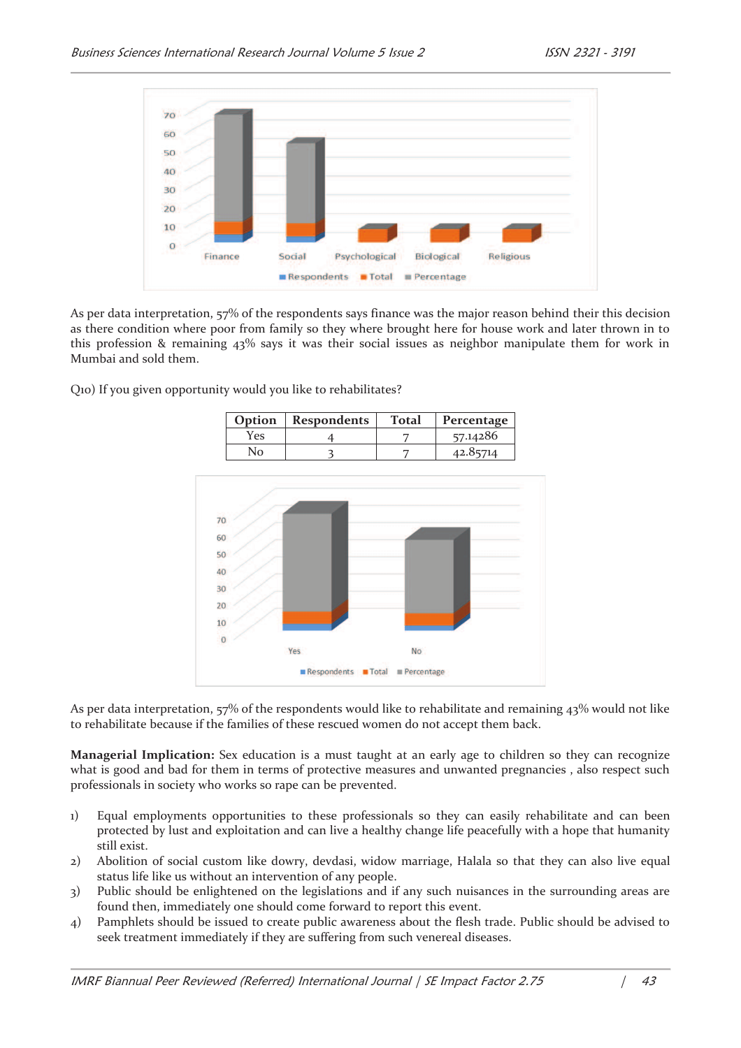As per data interpretation, 57% of the respondents says finance was the major reason behind their this decision as there condition where poor from family so they where brought here for house work and later thrown in to this profession & remaining 43% says it was their social issues as neighbor manipulate them for work in Mumbai and sold them.

Q10) If you given opportunity would you like to rehabilitates?

| Option | Respondents | Total | Percentage |
|---|---|---|---|
| Yes | 4 | 7 | 57.14286 |
| No | 3 | 7 | 42.85714 |

As per data interpretation, 57% of the respondents would like to rehabilitate and remaining 43% would not like to rehabilitate because if the families of these rescued women do not accept them back.

**Managerial Implication:** Sex education is a must taught at an early age to children so they can recognize what is good and bad for them in terms of protective measures and unwanted pregnancies , also respect such professionals in society who works so rape can be prevented.

1) Equal employments opportunities to these professionals so they can easily rehabilitate and can been protected by lust and exploitation and can live a healthy change life peacefully with a hope that humanity still exist.
2) Abolition of social custom like dowry, devdasi, widow marriage, Halala so that they can also live equal status life like us without an intervention of any people.
3) Public should be enlightened on the legislations and if any such nuisances in the surrounding areas are found then, immediately one should come forward to report this event.
4) Pamphlets should be issued to create public awareness about the flesh trade. Public should be advised to seek treatment immediately if they are suffering from such venereal diseases.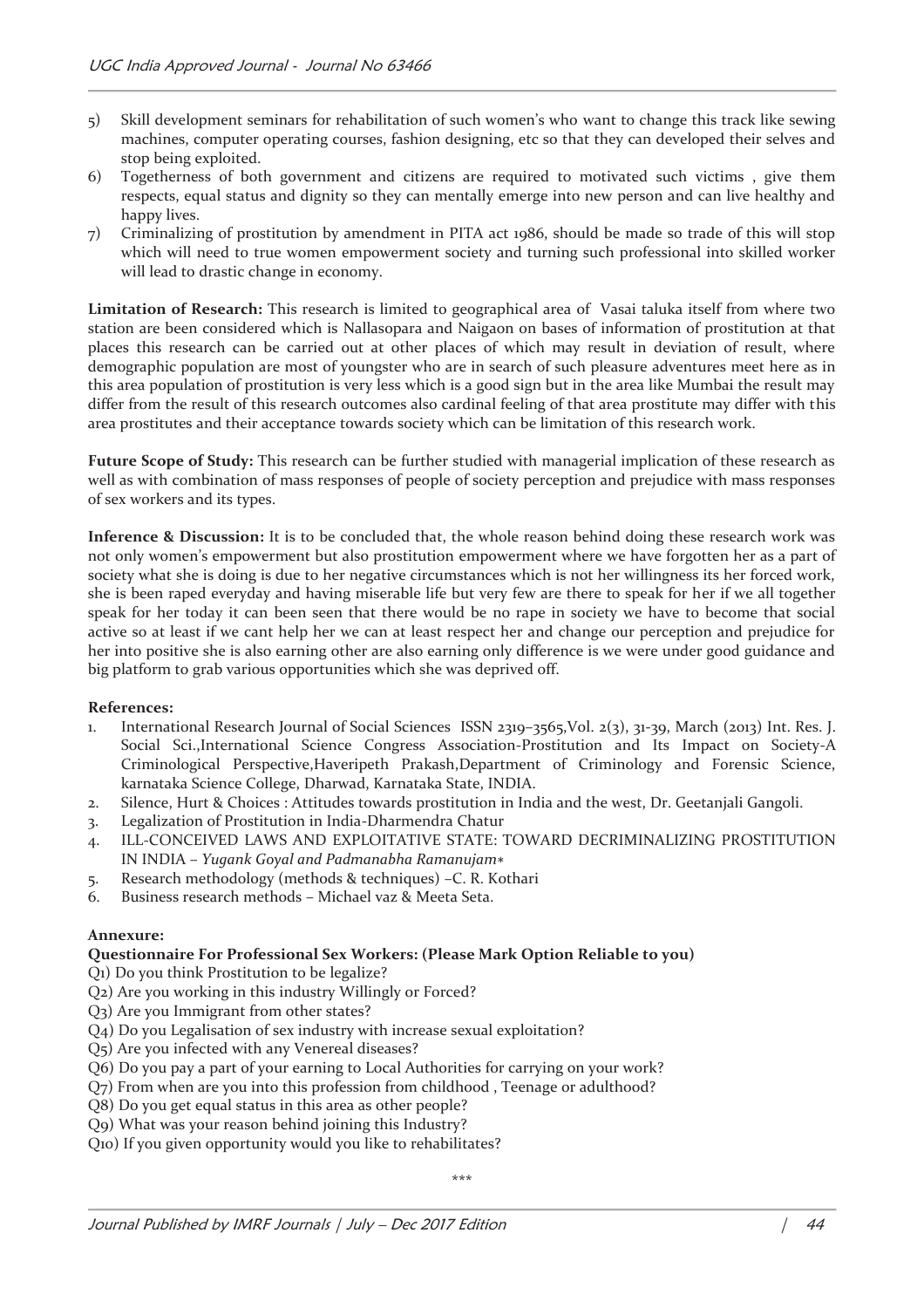5) Skill development seminars for rehabilitation of such women's who want to change this track like sewing machines, computer operating courses, fashion designing, etc so that they can developed their selves and stop being exploited.
6) Togetherness of both government and citizens are required to motivated such victims , give them respects, equal status and dignity so they can mentally emerge into new person and can live healthy and happy lives.
7) Criminalizing of prostitution by amendment in PITA act 1986, should be made so trade of this will stop which will need to true women empowerment society and turning such professional into skilled worker will lead to drastic change in economy.

**Limitation of Research:** This research is limited to geographical area of Vasai taluka itself from where two station are been considered which is Nallasopara and Naigaon on bases of information of prostitution at that places this research can be carried out at other places of which may result in deviation of result, where demographic population are most of youngster who are in search of such pleasure adventures meet here as in this area population of prostitution is very less which is a good sign but in the area like Mumbai the result may differ from the result of this research outcomes also cardinal feeling of that area prostitute may differ with this area prostitutes and their acceptance towards society which can be limitation of this research work.

**Future Scope of Study:** This research can be further studied with managerial implication of these research as well as with combination of mass responses of people of society perception and prejudice with mass responses of sex workers and its types.

**Inference & Discussion:** It is to be concluded that, the whole reason behind doing these research work was not only women's empowerment but also prostitution empowerment where we have forgotten her as a part of society what she is doing is due to her negative circumstances which is not her willingness its her forced work, she is been raped everyday and having miserable life but very few are there to speak for her if we all together speak for her today it can been seen that there would be no rape in society we have to become that social active so at least if we cant help her we can at least respect her and change our perception and prejudice for her into positive she is also earning other are also earning only difference is we were under good guidance and big platform to grab various opportunities which she was deprived off.

**References:**

1. International Research Journal of Social Sciences ISSN 2319–3565,Vol. 2(3), 31-39, March (2013) Int. Res. J. Social Sci.,International Science Congress Association-Prostitution and Its Impact on Society-A Criminological Perspective,Haveripeth Prakash,Department of Criminology and Forensic Science, karnataka Science College, Dharwad, Karnataka State, INDIA.
2. Silence, Hurt & Choices : Attitudes towards prostitution in India and the west, Dr. Geetanjali Gangoli.
3. Legalization of Prostitution in India-Dharmendra Chatur
4. ILL-CONCEIVED LAWS AND EXPLOITATIVE STATE: TOWARD DECRIMINALIZING PROSTITUTION IN INDIA – *Yugank Goyal and Padmanabha Ramanujam**
5. Research methodology (methods & techniques) –C. R. Kothari
6. Business research methods – Michael vaz & Meeta Seta.

**Annexure:**

**Questionnaire For Professional Sex Workers: (Please Mark Option Reliable to you)**

Q1) Do you think Prostitution to be legalize?
Q2) Are you working in this industry Willingly or Forced?
Q3) Are you Immigrant from other states?
Q4) Do you Legalisation of sex industry with increase sexual exploitation?
Q5) Are you infected with any Venereal diseases?
Q6) Do you pay a part of your earning to Local Authorities for carrying on your work?
Q7) From when are you into this profession from childhood , Teenage or adulthood?
Q8) Do you get equal status in this area as other people?
Q9) What was your reason behind joining this Industry?
Q10) If you given opportunity would you like to rehabilitates?

\*\*\*